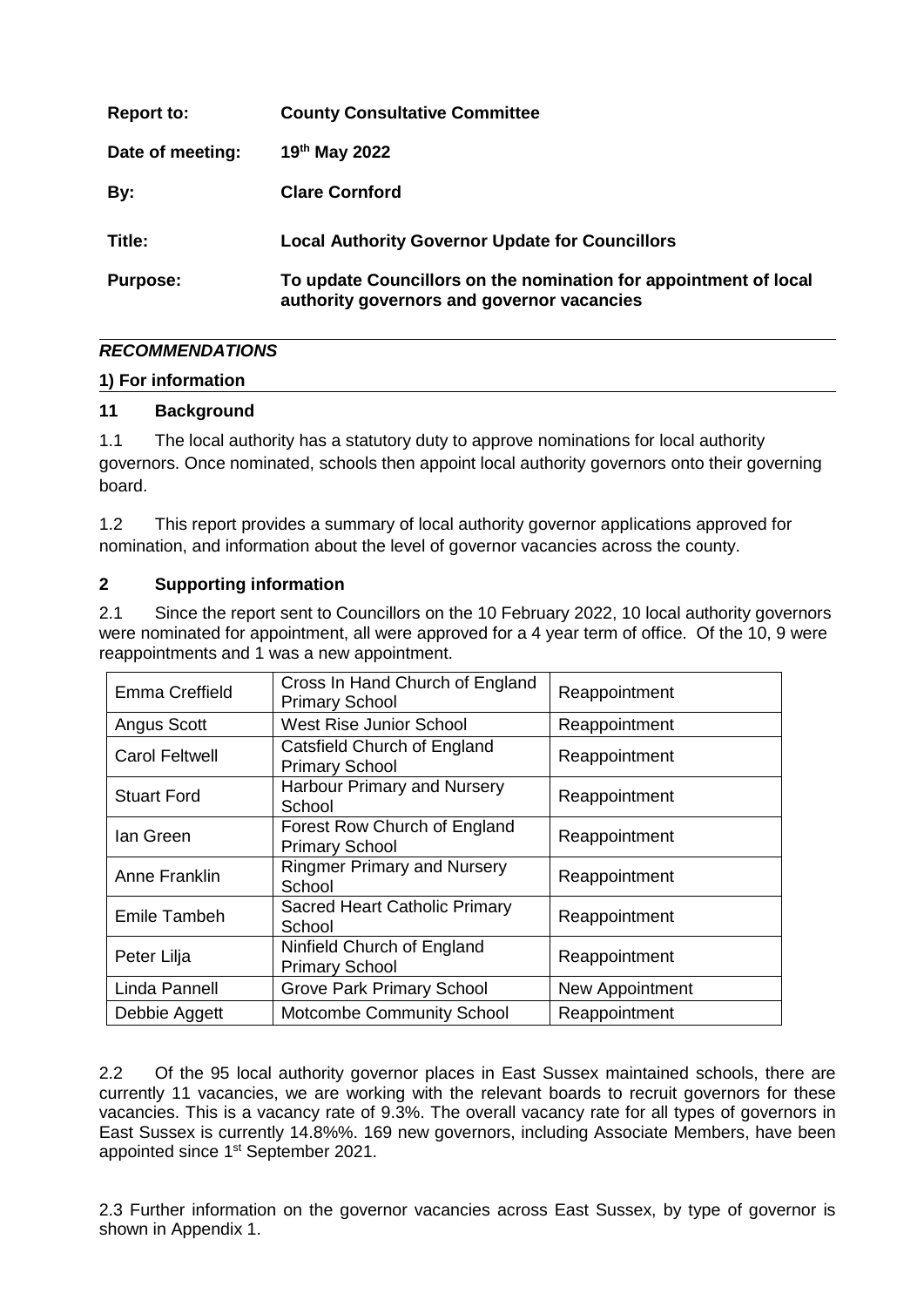| | |
|---|---|
| **Report to:** | **County Consultative Committee** |
| **Date of meeting:** | **19th May 2022** |
| **By:** | **Clare Cornford** |
| **Title:** | **Local Authority Governor Update for Councillors** |
| **Purpose:** | **To update Councillors on the nomination for appointment of local authority governors and governor vacancies** |

***RECOMMENDATIONS***

**1) For information**

## 11 Background

1.1 The local authority has a statutory duty to approve nominations for local authority governors. Once nominated, schools then appoint local authority governors onto their governing board.

1.2 This report provides a summary of local authority governor applications approved for nomination, and information about the level of governor vacancies across the county.

## 2 Supporting information

2.1 Since the report sent to Councillors on the 10 February 2022, 10 local authority governors were nominated for appointment, all were approved for a 4 year term of office. Of the 10, 9 were reappointments and 1 was a new appointment.

| | | |
|---|---|---|
| Emma Creffield | Cross In Hand Church of England Primary School | Reappointment |
| Angus Scott | West Rise Junior School | Reappointment |
| Carol Feltwell | Catsfield Church of England Primary School | Reappointment |
| Stuart Ford | Harbour Primary and Nursery School | Reappointment |
| Ian Green | Forest Row Church of England Primary School | Reappointment |
| Anne Franklin | Ringmer Primary and Nursery School | Reappointment |
| Emile Tambeh | Sacred Heart Catholic Primary School | Reappointment |
| Peter Lilja | Ninfield Church of England Primary School | Reappointment |
| Linda Pannell | Grove Park Primary School | New Appointment |
| Debbie Aggett | Motcombe Community School | Reappointment |

2.2 Of the 95 local authority governor places in East Sussex maintained schools, there are currently 11 vacancies, we are working with the relevant boards to recruit governors for these vacancies. This is a vacancy rate of 9.3%. The overall vacancy rate for all types of governors in East Sussex is currently 14.8%%. 169 new governors, including Associate Members, have been appointed since 1st September 2021.

2.3 Further information on the governor vacancies across East Sussex, by type of governor is shown in Appendix 1.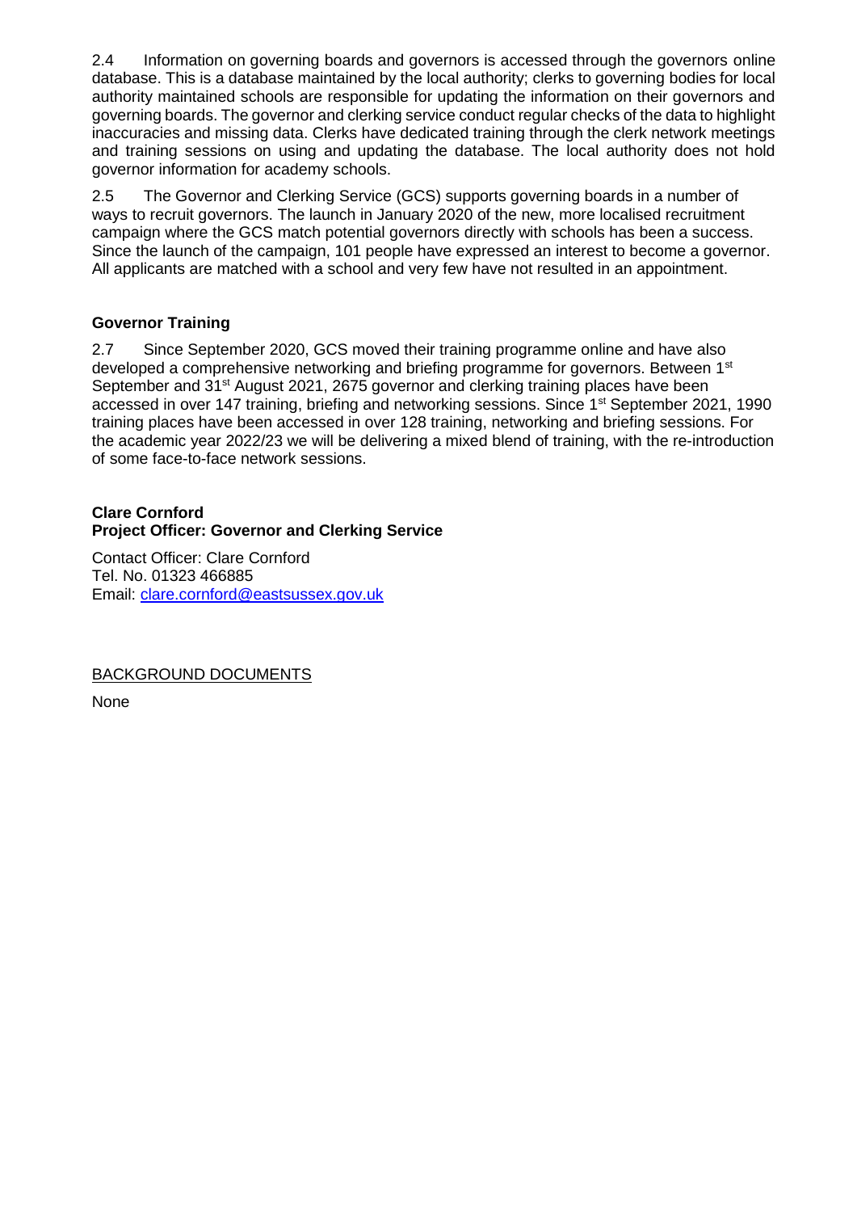2.4 Information on governing boards and governors is accessed through the governors online database. This is a database maintained by the local authority; clerks to governing bodies for local authority maintained schools are responsible for updating the information on their governors and governing boards. The governor and clerking service conduct regular checks of the data to highlight inaccuracies and missing data. Clerks have dedicated training through the clerk network meetings and training sessions on using and updating the database. The local authority does not hold governor information for academy schools.

2.5 The Governor and Clerking Service (GCS) supports governing boards in a number of ways to recruit governors. The launch in January 2020 of the new, more localised recruitment campaign where the GCS match potential governors directly with schools has been a success. Since the launch of the campaign, 101 people have expressed an interest to become a governor. All applicants are matched with a school and very few have not resulted in an appointment.

**Governor Training**

2.7 Since September 2020, GCS moved their training programme online and have also developed a comprehensive networking and briefing programme for governors. Between 1st September and 31st August 2021, 2675 governor and clerking training places have been accessed in over 147 training, briefing and networking sessions. Since 1st September 2021, 1990 training places have been accessed in over 128 training, networking and briefing sessions. For the academic year 2022/23 we will be delivering a mixed blend of training, with the re-introduction of some face-to-face network sessions.

**Clare Cornford**
**Project Officer: Governor and Clerking Service**

Contact Officer: Clare Cornford
Tel. No. 01323 466885
Email: clare.cornford@eastsussex.gov.uk

BACKGROUND DOCUMENTS

None